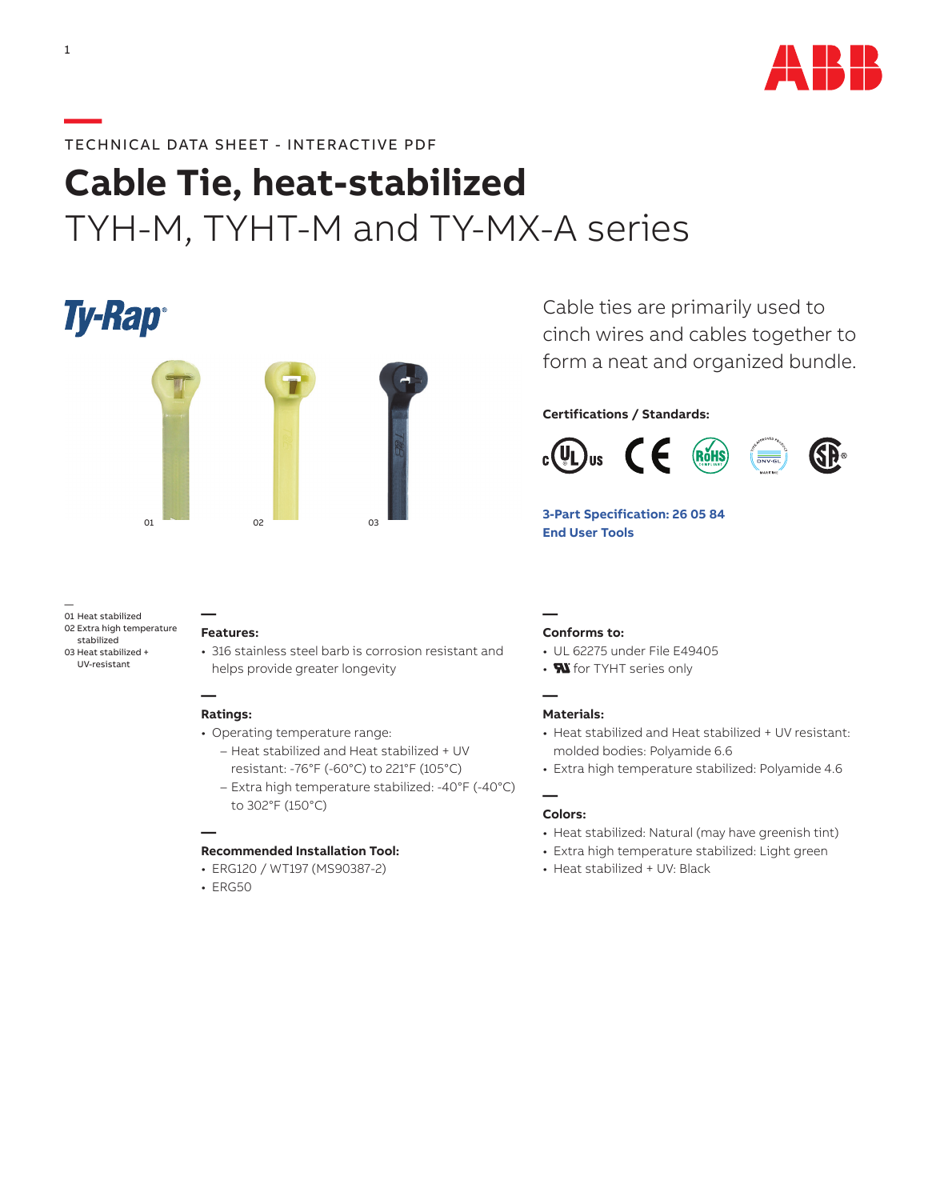TECHNICAL DATA SHEET - INTERACTIVE PDF

# Cable Tie, heat-stabilized

## TYH-M, TYHT-M and TY-MX-A series

Ty-Rap®

Cable ties are primarily used to cinch wires and cables together to form a neat and organized bundle.

**Certifications / Standards:**

**3-Part Specification: 26 05 84**

**End User Tools**

01 Heat stabilized
02 Extra high temperature stabilized
03 Heat stabilized + UV-resistant

**Features:**

- 316 stainless steel barb is corrosion resistant and helps provide greater longevity

**Ratings:**

- Operating temperature range:
  - Heat stabilized and Heat stabilized + UV resistant: -76°F (-60°C) to 221°F (105°C)
  - Extra high temperature stabilized: -40°F (-40°C) to 302°F (150°C)

**Recommended Installation Tool:**

- ERG120 / WT197 (MS90387-2)
- ERG50

**Conforms to:**

- UL 62275 under File E49405
- RU for TYHT series only

**Materials:**

- Heat stabilized and Heat stabilized + UV resistant: molded bodies: Polyamide 6.6
- Extra high temperature stabilized: Polyamide 4.6

**Colors:**

- Heat stabilized: Natural (may have greenish tint)
- Extra high temperature stabilized: Light green
- Heat stabilized + UV: Black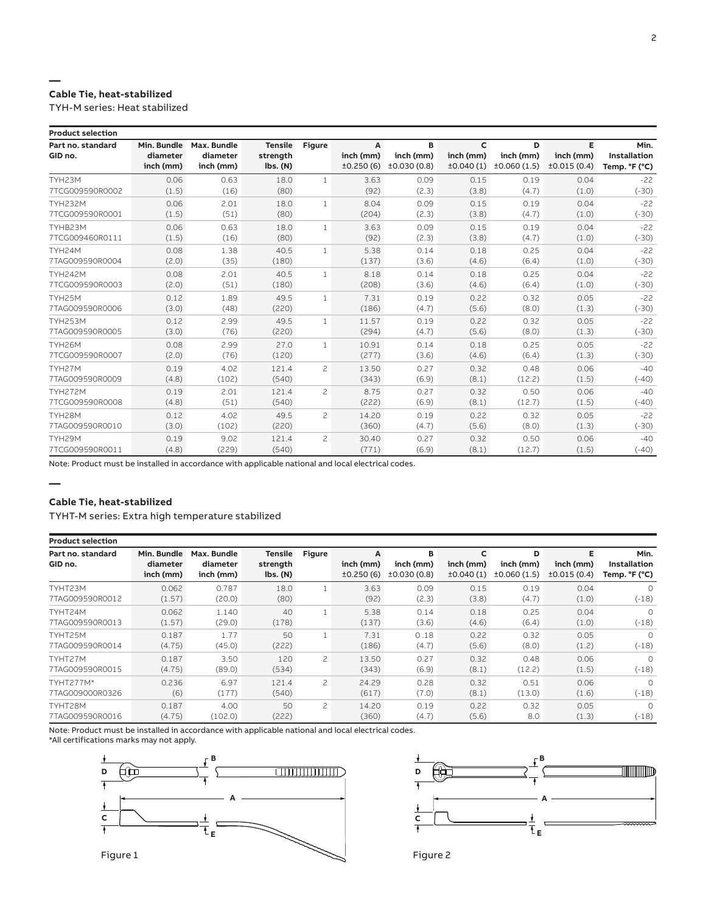## Cable Tie, heat-stabilized

TYH-M series: Heat stabilized

**Product selection**

| Part no. standard GID no. | Min. Bundle diameter inch (mm) | Max. Bundle diameter inch (mm) | Tensile strength lbs. (N) | Figure | A inch (mm) ±0.250 (6) | B inch (mm) ±0.030 (0.8) | C inch (mm) ±0.040 (1) | D inch (mm) ±0.060 (1.5) | E inch (mm) ±0.015 (0.4) | Min. Installation Temp. °F (°C) |
|---|---|---|---|---|---|---|---|---|---|---|
| TYH23M 7TCG009590R0002 | 0.06 (1.5) | 0.63 (16) | 18.0 (80) | 1 | 3.63 (92) | 0.09 (2.3) | 0.15 (3.8) | 0.19 (4.7) | 0.04 (1.0) | -22 (-30) |
| TYH232M 7TCG009590R0001 | 0.06 (1.5) | 2.01 (51) | 18.0 (80) | 1 | 8.04 (204) | 0.09 (2.3) | 0.15 (3.8) | 0.19 (4.7) | 0.04 (1.0) | -22 (-30) |
| TYHB23M 7TCG009460R0111 | 0.06 (1.5) | 0.63 (16) | 18.0 (80) | 1 | 3.63 (92) | 0.09 (2.3) | 0.15 (3.8) | 0.19 (4.7) | 0.04 (1.0) | -22 (-30) |
| TYH24M 7TAG009590R0004 | 0.08 (2.0) | 1.38 (35) | 40.5 (180) | 1 | 5.38 (137) | 0.14 (3.6) | 0.18 (4.6) | 0.25 (6.4) | 0.04 (1.0) | -22 (-30) |
| TYH242M 7TCG009590R0003 | 0.08 (2.0) | 2.01 (51) | 40.5 (180) | 1 | 8.18 (208) | 0.14 (3.6) | 0.18 (4.6) | 0.25 (6.4) | 0.04 (1.0) | -22 (-30) |
| TYH25M 7TAG009590R0006 | 0.12 (3.0) | 1.89 (48) | 49.5 (220) | 1 | 7.31 (186) | 0.19 (4.7) | 0.22 (5.6) | 0.32 (8.0) | 0.05 (1.3) | -22 (-30) |
| TYH253M 7TAG009590R0005 | 0.12 (3.0) | 2.99 (76) | 49.5 (220) | 1 | 11.57 (294) | 0.19 (4.7) | 0.22 (5.6) | 0.32 (8.0) | 0.05 (1.3) | -22 (-30) |
| TYH26M 7TCG009590R0007 | 0.08 (2.0) | 2.99 (76) | 27.0 (120) | 1 | 10.91 (277) | 0.14 (3.6) | 0.18 (4.6) | 0.25 (6.4) | 0.05 (1.3) | -22 (-30) |
| TYH27M 7TAG009590R0009 | 0.19 (4.8) | 4.02 (102) | 121.4 (540) | 2 | 13.50 (343) | 0.27 (6.9) | 0.32 (8.1) | 0.48 (12.2) | 0.06 (1.5) | -40 (-40) |
| TYH272M 7TCG009590R0008 | 0.19 (4.8) | 2.01 (51) | 121.4 (540) | 2 | 8.75 (222) | 0.27 (6.9) | 0.32 (8.1) | 0.50 (12.7) | 0.06 (1.5) | -40 (-40) |
| TYH28M 7TAG009590R0010 | 0.12 (3.0) | 4.02 (102) | 49.5 (220) | 2 | 14.20 (360) | 0.19 (4.7) | 0.22 (5.6) | 0.32 (8.0) | 0.05 (1.3) | -22 (-30) |
| TYH29M 7TCG009590R0011 | 0.19 (4.8) | 9.02 (229) | 121.4 (540) | 2 | 30.40 (771) | 0.27 (6.9) | 0.32 (8.1) | 0.50 (12.7) | 0.06 (1.5) | -40 (-40) |

Note: Product must be installed in accordance with applicable national and local electrical codes.

## Cable Tie, heat-stabilized

TYHT-M series: Extra high temperature stabilized

**Product selection**

| Part no. standard GID no. | Min. Bundle diameter inch (mm) | Max. Bundle diameter inch (mm) | Tensile strength lbs. (N) | Figure | A inch (mm) ±0.250 (6) | B inch (mm) ±0.030 (0.8) | C inch (mm) ±0.040 (1) | D inch (mm) ±0.060 (1.5) | E inch (mm) ±0.015 (0.4) | Min. Installation Temp. °F (°C) |
|---|---|---|---|---|---|---|---|---|---|---|
| TYHT23M 7TAG009590R0012 | 0.062 (1.57) | 0.787 (20.0) | 18.0 (80) | 1 | 3.63 (92) | 0.09 (2.3) | 0.15 (3.8) | 0.19 (4.7) | 0.04 (1.0) | 0 (-18) |
| TYHT24M 7TAG009590R0013 | 0.062 (1.57) | 1.140 (29.0) | 40 (178) | 1 | 5.38 (137) | 0.14 (3.6) | 0.18 (4.6) | 0.25 (6.4) | 0.04 (1.0) | 0 (-18) |
| TYHT25M 7TAG009590R0014 | 0.187 (4.75) | 1.77 (45.0) | 50 (222) | 1 | 7.31 (186) | 0.18 (4.7) | 0.22 (5.6) | 0.32 (8.0) | 0.05 (1.2) | 0 (-18) |
| TYHT27M 7TAG009590R0015 | 0.187 (4.75) | 3.50 (89.0) | 120 (534) | 2 | 13.50 (343) | 0.27 (6.9) | 0.32 (8.1) | 0.48 (12.2) | 0.06 (1.5) | 0 (-18) |
| TYHT277M* 7TAG009000R0326 | 0.236 (6) | 6.97 (177) | 121.4 (540) | 2 | 24.29 (617) | 0.28 (7.0) | 0.32 (8.1) | 0.51 (13.0) | 0.06 (1.6) | 0 (-18) |
| TYHT28M 7TAG009590R0016 | 0.187 (4.75) | 4.00 (102.0) | 50 (222) | 2 | 14.20 (360) | 0.19 (4.7) | 0.22 (5.6) | 0.32 8.0 | 0.05 (1.3) | 0 (-18) |

Note: Product must be installed in accordance with applicable national and local electrical codes.
*All certifications marks may not apply.

Figure 1

Figure 2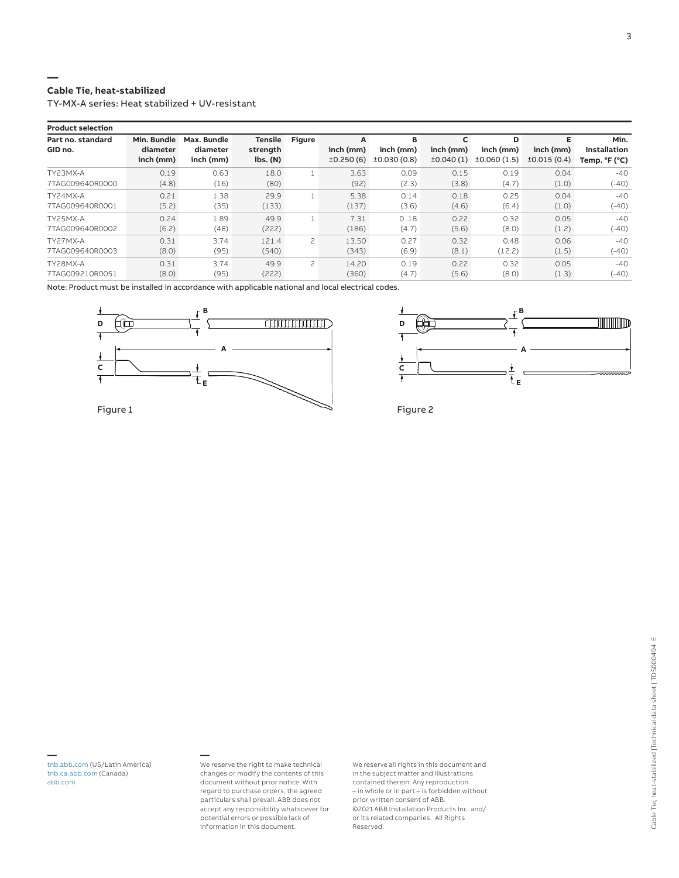## Cable Tie, heat-stabilized

TY-MX-A series: Heat stabilized + UV-resistant

**Product selection**

| Part no. standard GID no. | Min. Bundle diameter inch (mm) | Max. Bundle diameter inch (mm) | Tensile strength lbs. (N) | Figure | A inch (mm) ±0.250 (6) | B inch (mm) ±0.030 (0.8) | C inch (mm) ±0.040 (1) | D inch (mm) ±0.060 (1.5) | E inch (mm) ±0.015 (0.4) | Min. Installation Temp. °F (°C) |
|---|---|---|---|---|---|---|---|---|---|---|
| TY23MX-A 7TAG009640R0000 | 0.19 (4.8) | 0.63 (16) | 18.0 (80) | 1 | 3.63 (92) | 0.09 (2.3) | 0.15 (3.8) | 0.19 (4.7) | 0.04 (1.0) | -40 (-40) |
| TY24MX-A 7TAG009640R0001 | 0.21 (5.2) | 1.38 (35) | 29.9 (133) | 1 | 5.38 (137) | 0.14 (3.6) | 0.18 (4.6) | 0.25 (6.4) | 0.04 (1.0) | -40 (-40) |
| TY25MX-A 7TAG009640R0002 | 0.24 (6.2) | 1.89 (48) | 49.9 (222) | 1 | 7.31 (186) | 0.18 (4.7) | 0.22 (5.6) | 0.32 (8.0) | 0.05 (1.2) | -40 (-40) |
| TY27MX-A 7TAG009640R0003 | 0.31 (8.0) | 3.74 (95) | 121.4 (540) | 2 | 13.50 (343) | 0.27 (6.9) | 0.32 (8.1) | 0.48 (12.2) | 0.06 (1.5) | -40 (-40) |
| TY28MX-A 7TAG009210R0051 | 0.31 (8.0) | 3.74 (95) | 49.9 (222) | 2 | 14.20 (360) | 0.19 (4.7) | 0.22 (5.6) | 0.32 (8.0) | 0.05 (1.3) | -40 (-40) |

Note: Product must be installed in accordance with applicable national and local electrical codes.

D B A C E

Figure 1

D B A C E

Figure 2

tnb.abb.com (US/Latin America)
tnb.ca.abb.com (Canada)
abb.com

We reserve the right to make technical changes or modify the contents of this document without prior notice. With regard to purchase orders, the agreed particulars shall prevail. ABB does not accept any responsibility whatsoever for potential errors or possible lack of information in this document.

We reserve all rights in this document and in the subject matter and illustrations contained therein. Any reproduction – in whole or in part – is forbidden without prior written consent of ABB.
©2021 ABB Installation Products Inc. and/or its related companies. All Rights Reserved.